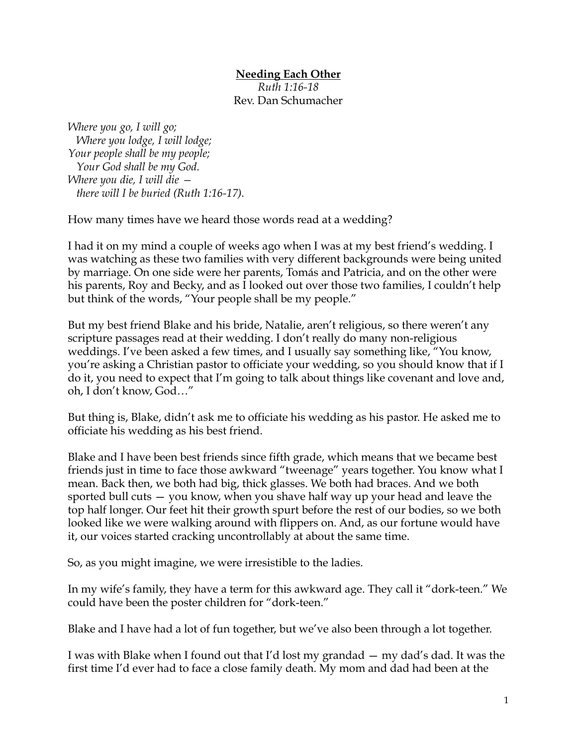**Needing Each Other**

*Ruth 1:16-18*

Rev. Dan Schumacher

*Where you go, I will go;*
*Where you lodge, I will lodge;*
*Your people shall be my people;*
*Your God shall be my God.*
*Where you die, I will die —*
*there will I be buried (Ruth 1:16-17).*

How many times have we heard those words read at a wedding?

I had it on my mind a couple of weeks ago when I was at my best friend's wedding. I was watching as these two families with very different backgrounds were being united by marriage. On one side were her parents, Tomás and Patricia, and on the other were his parents, Roy and Becky, and as I looked out over those two families, I couldn't help but think of the words, "Your people shall be my people."

But my best friend Blake and his bride, Natalie, aren't religious, so there weren't any scripture passages read at their wedding. I don't really do many non-religious weddings. I've been asked a few times, and I usually say something like, "You know, you're asking a Christian pastor to officiate your wedding, so you should know that if I do it, you need to expect that I'm going to talk about things like covenant and love and, oh, I don't know, God…"

But thing is, Blake, didn't ask me to officiate his wedding as his pastor. He asked me to officiate his wedding as his best friend.

Blake and I have been best friends since fifth grade, which means that we became best friends just in time to face those awkward "tweenage" years together. You know what I mean. Back then, we both had big, thick glasses. We both had braces. And we both sported bull cuts — you know, when you shave half way up your head and leave the top half longer. Our feet hit their growth spurt before the rest of our bodies, so we both looked like we were walking around with flippers on. And, as our fortune would have it, our voices started cracking uncontrollably at about the same time.

So, as you might imagine, we were irresistible to the ladies.

In my wife's family, they have a term for this awkward age. They call it "dork-teen." We could have been the poster children for "dork-teen."

Blake and I have had a lot of fun together, but we've also been through a lot together.

I was with Blake when I found out that I'd lost my grandad — my dad's dad. It was the first time I'd ever had to face a close family death. My mom and dad had been at the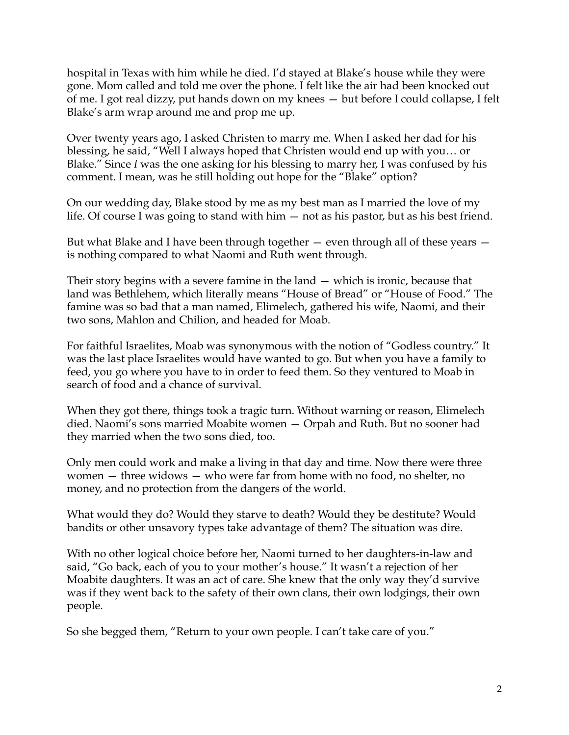hospital in Texas with him while he died. I'd stayed at Blake's house while they were gone. Mom called and told me over the phone. I felt like the air had been knocked out of me. I got real dizzy, put hands down on my knees — but before I could collapse, I felt Blake's arm wrap around me and prop me up.

Over twenty years ago, I asked Christen to marry me. When I asked her dad for his blessing, he said, "Well I always hoped that Christen would end up with you… or Blake." Since *I* was the one asking for his blessing to marry her, I was confused by his comment. I mean, was he still holding out hope for the "Blake" option?

On our wedding day, Blake stood by me as my best man as I married the love of my life. Of course I was going to stand with him — not as his pastor, but as his best friend.

But what Blake and I have been through together — even through all of these years — is nothing compared to what Naomi and Ruth went through.

Their story begins with a severe famine in the land — which is ironic, because that land was Bethlehem, which literally means "House of Bread" or "House of Food." The famine was so bad that a man named, Elimelech, gathered his wife, Naomi, and their two sons, Mahlon and Chilion, and headed for Moab.

For faithful Israelites, Moab was synonymous with the notion of "Godless country." It was the last place Israelites would have wanted to go. But when you have a family to feed, you go where you have to in order to feed them. So they ventured to Moab in search of food and a chance of survival.

When they got there, things took a tragic turn. Without warning or reason, Elimelech died. Naomi's sons married Moabite women — Orpah and Ruth. But no sooner had they married when the two sons died, too.

Only men could work and make a living in that day and time. Now there were three women — three widows — who were far from home with no food, no shelter, no money, and no protection from the dangers of the world.

What would they do? Would they starve to death? Would they be destitute? Would bandits or other unsavory types take advantage of them? The situation was dire.

With no other logical choice before her, Naomi turned to her daughters-in-law and said, "Go back, each of you to your mother's house." It wasn't a rejection of her Moabite daughters. It was an act of care. She knew that the only way they'd survive was if they went back to the safety of their own clans, their own lodgings, their own people.

So she begged them, "Return to your own people. I can't take care of you."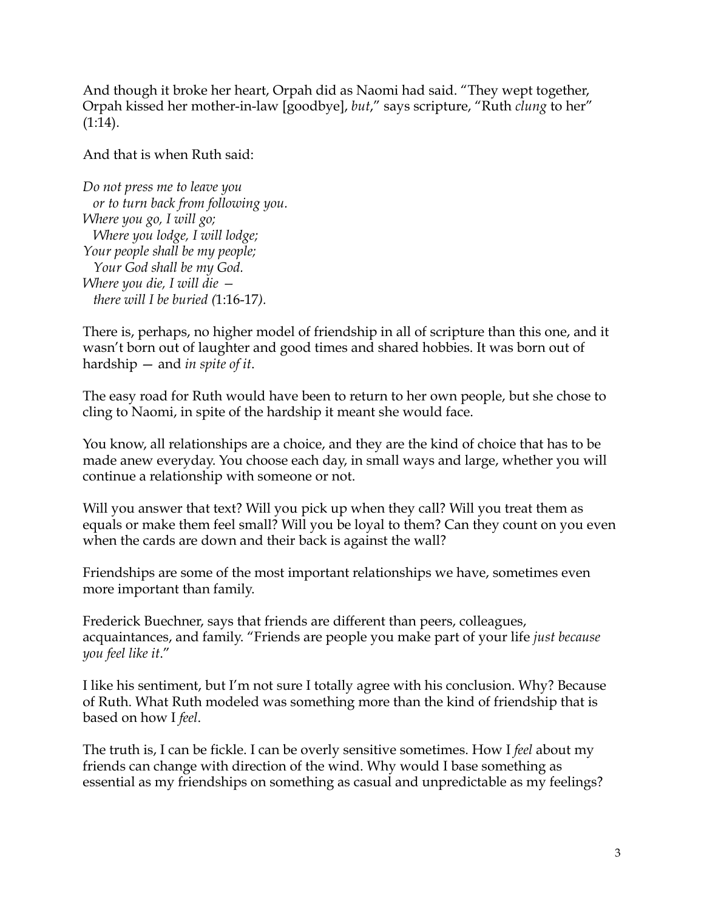And though it broke her heart, Orpah did as Naomi had said. “They wept together, Orpah kissed her mother-in-law [goodbye], *but*,” says scripture, “Ruth *clung* to her” (1:14).

And that is when Ruth said:

*Do not press me to leave you*  
  *or to turn back from following you.*  
*Where you go, I will go;*  
  *Where you lodge, I will lodge;*  
*Your people shall be my people;*  
  *Your God shall be my God.*  
*Where you die, I will die —*  
  *there will I be buried (*1:16-17*).*

There is, perhaps, no higher model of friendship in all of scripture than this one, and it wasn’t born out of laughter and good times and shared hobbies. It was born out of hardship — and *in spite of it*.

The easy road for Ruth would have been to return to her own people, but she chose to cling to Naomi, in spite of the hardship it meant she would face.

You know, all relationships are a choice, and they are the kind of choice that has to be made anew everyday. You choose each day, in small ways and large, whether you will continue a relationship with someone or not.

Will you answer that text? Will you pick up when they call? Will you treat them as equals or make them feel small? Will you be loyal to them? Can they count on you even when the cards are down and their back is against the wall?

Friendships are some of the most important relationships we have, sometimes even more important than family.

Frederick Buechner, says that friends are different than peers, colleagues, acquaintances, and family. “Friends are people you make part of your life *just because you feel like it*.”

I like his sentiment, but I’m not sure I totally agree with his conclusion. Why? Because of Ruth. What Ruth modeled was something more than the kind of friendship that is based on how I *feel*.

The truth is, I can be fickle. I can be overly sensitive sometimes. How I *feel* about my friends can change with direction of the wind. Why would I base something as essential as my friendships on something as casual and unpredictable as my feelings?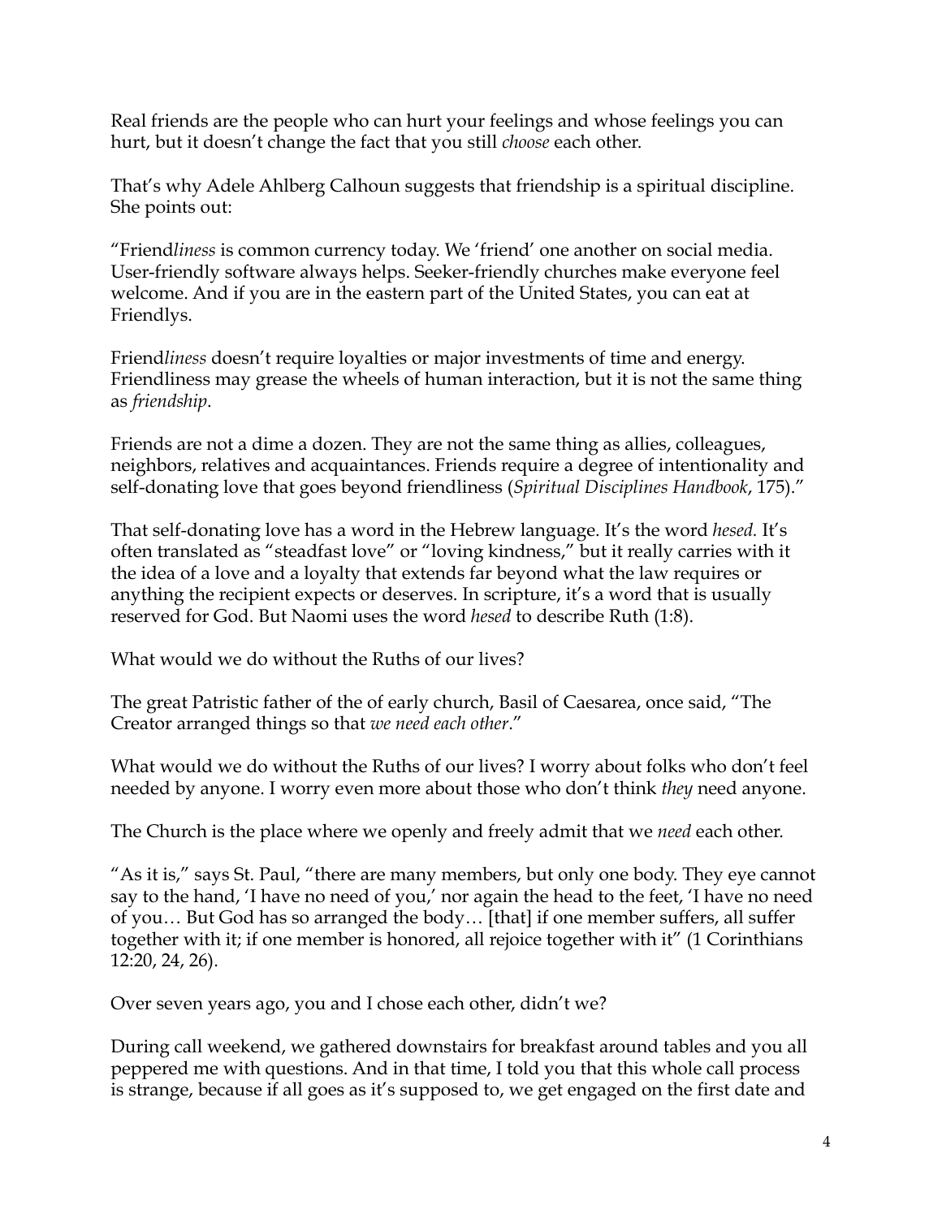Real friends are the people who can hurt your feelings and whose feelings you can hurt, but it doesn't change the fact that you still *choose* each other.

That's why Adele Ahlberg Calhoun suggests that friendship is a spiritual discipline. She points out:

"Friend*liness* is common currency today. We 'friend' one another on social media. User-friendly software always helps. Seeker-friendly churches make everyone feel welcome. And if you are in the eastern part of the United States, you can eat at Friendlys.

Friend*liness* doesn't require loyalties or major investments of time and energy. Friendliness may grease the wheels of human interaction, but it is not the same thing as *friendship*.

Friends are not a dime a dozen. They are not the same thing as allies, colleagues, neighbors, relatives and acquaintances. Friends require a degree of intentionality and self-donating love that goes beyond friendliness (*Spiritual Disciplines Handbook*, 175)."

That self-donating love has a word in the Hebrew language. It's the word *hesed.* It's often translated as "steadfast love" or "loving kindness," but it really carries with it the idea of a love and a loyalty that extends far beyond what the law requires or anything the recipient expects or deserves. In scripture, it's a word that is usually reserved for God. But Naomi uses the word *hesed* to describe Ruth (1:8).

What would we do without the Ruths of our lives?

The great Patristic father of the of early church, Basil of Caesarea, once said, "The Creator arranged things so that *we need each other*."

What would we do without the Ruths of our lives? I worry about folks who don't feel needed by anyone. I worry even more about those who don't think *they* need anyone.

The Church is the place where we openly and freely admit that we *need* each other.

"As it is," says St. Paul, "there are many members, but only one body. They eye cannot say to the hand, 'I have no need of you,' nor again the head to the feet, 'I have no need of you… But God has so arranged the body… [that] if one member suffers, all suffer together with it; if one member is honored, all rejoice together with it" (1 Corinthians 12:20, 24, 26).

Over seven years ago, you and I chose each other, didn't we?

During call weekend, we gathered downstairs for breakfast around tables and you all peppered me with questions. And in that time, I told you that this whole call process is strange, because if all goes as it's supposed to, we get engaged on the first date and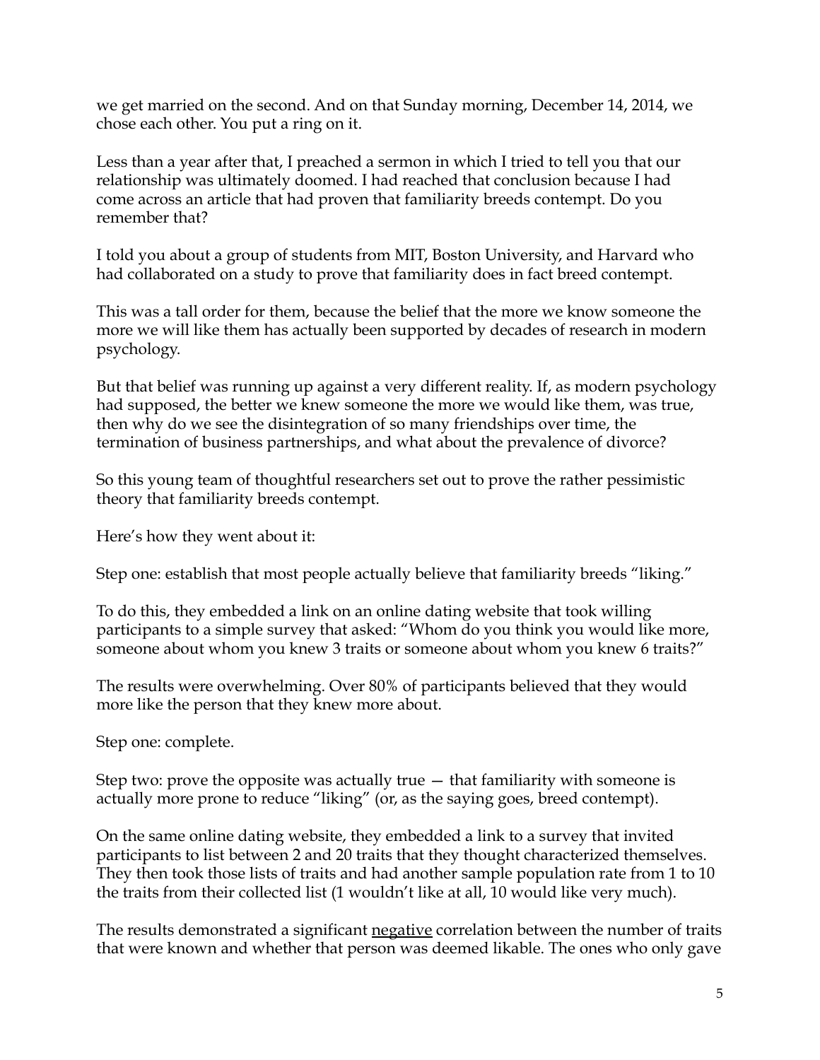we get married on the second. And on that Sunday morning, December 14, 2014, we chose each other. You put a ring on it.

Less than a year after that, I preached a sermon in which I tried to tell you that our relationship was ultimately doomed. I had reached that conclusion because I had come across an article that had proven that familiarity breeds contempt. Do you remember that?

I told you about a group of students from MIT, Boston University, and Harvard who had collaborated on a study to prove that familiarity does in fact breed contempt.

This was a tall order for them, because the belief that the more we know someone the more we will like them has actually been supported by decades of research in modern psychology.

But that belief was running up against a very different reality. If, as modern psychology had supposed, the better we knew someone the more we would like them, was true, then why do we see the disintegration of so many friendships over time, the termination of business partnerships, and what about the prevalence of divorce?

So this young team of thoughtful researchers set out to prove the rather pessimistic theory that familiarity breeds contempt.

Here's how they went about it:

Step one: establish that most people actually believe that familiarity breeds "liking."

To do this, they embedded a link on an online dating website that took willing participants to a simple survey that asked: "Whom do you think you would like more, someone about whom you knew 3 traits or someone about whom you knew 6 traits?"

The results were overwhelming. Over 80% of participants believed that they would more like the person that they knew more about.

Step one: complete.

Step two: prove the opposite was actually true — that familiarity with someone is actually more prone to reduce "liking" (or, as the saying goes, breed contempt).

On the same online dating website, they embedded a link to a survey that invited participants to list between 2 and 20 traits that they thought characterized themselves. They then took those lists of traits and had another sample population rate from 1 to 10 the traits from their collected list (1 wouldn't like at all, 10 would like very much).

The results demonstrated a significant <u>negative</u> correlation between the number of traits that were known and whether that person was deemed likable. The ones who only gave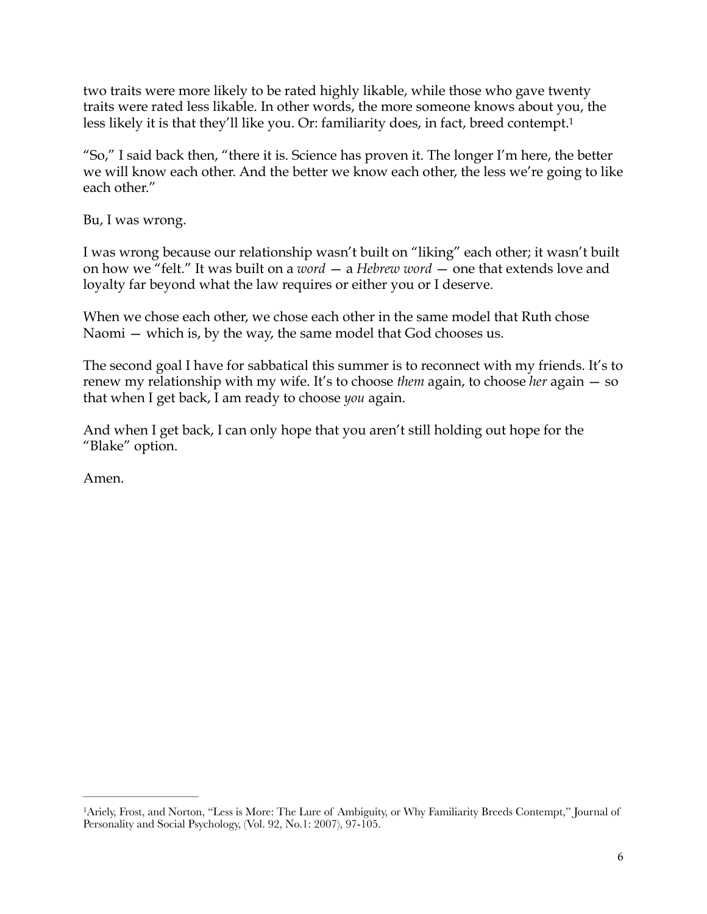two traits were more likely to be rated highly likable, while those who gave twenty traits were rated less likable. In other words, the more someone knows about you, the less likely it is that they'll like you. Or: familiarity does, in fact, breed contempt.[1]

"So," I said back then, "there it is. Science has proven it. The longer I'm here, the better we will know each other. And the better we know each other, the less we're going to like each other."

Bu, I was wrong.

I was wrong because our relationship wasn't built on "liking" each other; it wasn't built on how we "felt." It was built on a *word* — a *Hebrew word* — one that extends love and loyalty far beyond what the law requires or either you or I deserve.

When we chose each other, we chose each other in the same model that Ruth chose Naomi — which is, by the way, the same model that God chooses us.

The second goal I have for sabbatical this summer is to reconnect with my friends. It's to renew my relationship with my wife. It's to choose *them* again, to choose *her* again — so that when I get back, I am ready to choose *you* again.

And when I get back, I can only hope that you aren't still holding out hope for the "Blake" option.

Amen.

---

[1] Ariely, Frost, and Norton, "Less is More: The Lure of Ambiguity, or Why Familiarity Breeds Contempt," Journal of Personality and Social Psychology, (Vol. 92, No.1: 2007), 97-105.